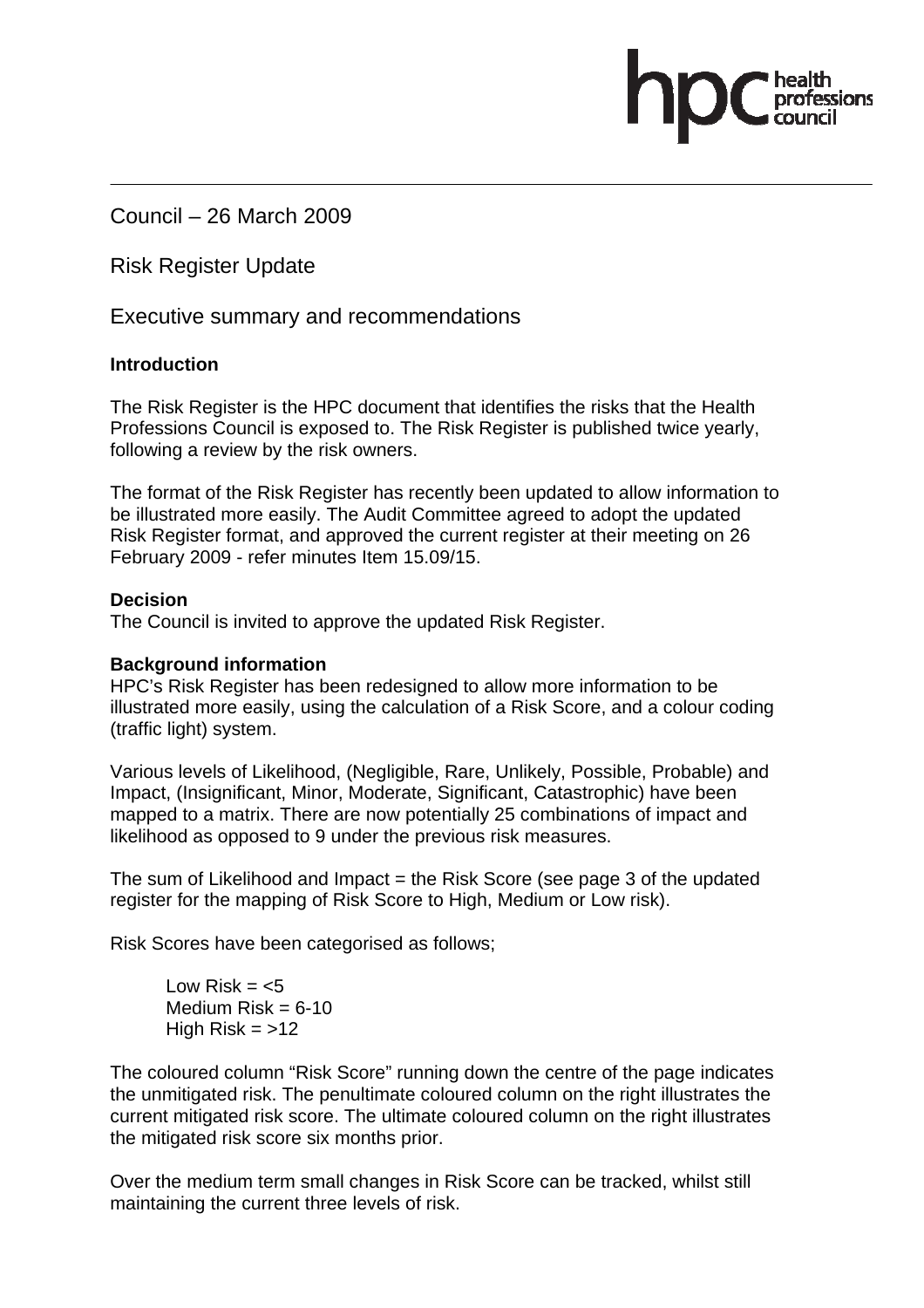Council – 26 March 2009

Risk Register Update

Executive summary and recommendations

**Introduction**

The Risk Register is the HPC document that identifies the risks that the Health Professions Council is exposed to. The Risk Register is published twice yearly, following a review by the risk owners.

The format of the Risk Register has recently been updated to allow information to be illustrated more easily. The Audit Committee agreed to adopt the updated Risk Register format, and approved the current register at their meeting on 26 February 2009 - refer minutes Item 15.09/15.

**Decision**

The Council is invited to approve the updated Risk Register.

**Background information**

HPC's Risk Register has been redesigned to allow more information to be illustrated more easily, using the calculation of a Risk Score, and a colour coding (traffic light) system.

Various levels of Likelihood, (Negligible, Rare, Unlikely, Possible, Probable) and Impact, (Insignificant, Minor, Moderate, Significant, Catastrophic) have been mapped to a matrix. There are now potentially 25 combinations of impact and likelihood as opposed to 9 under the previous risk measures.

The sum of Likelihood and Impact = the Risk Score (see page 3 of the updated register for the mapping of Risk Score to High, Medium or Low risk).

Risk Scores have been categorised as follows;

Low Risk = <5
Medium Risk = 6-10
High Risk = >12

The coloured column "Risk Score" running down the centre of the page indicates the unmitigated risk. The penultimate coloured column on the right illustrates the current mitigated risk score. The ultimate coloured column on the right illustrates the mitigated risk score six months prior.

Over the medium term small changes in Risk Score can be tracked, whilst still maintaining the current three levels of risk.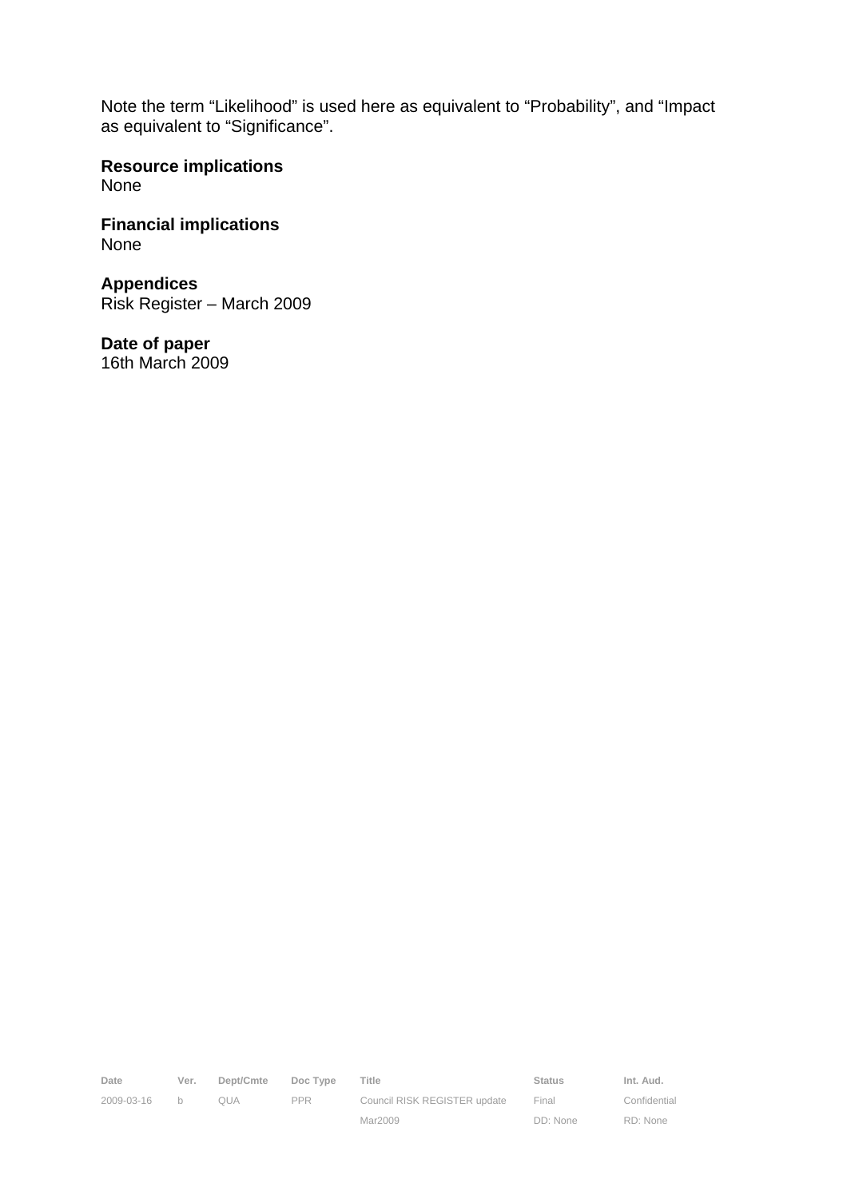Note the term “Likelihood” is used here as equivalent to “Probability”, and “Impact as equivalent to “Significance”.

**Resource implications**
None

**Financial implications**
None

**Appendices**
Risk Register – March 2009

**Date of paper**
16th March 2009